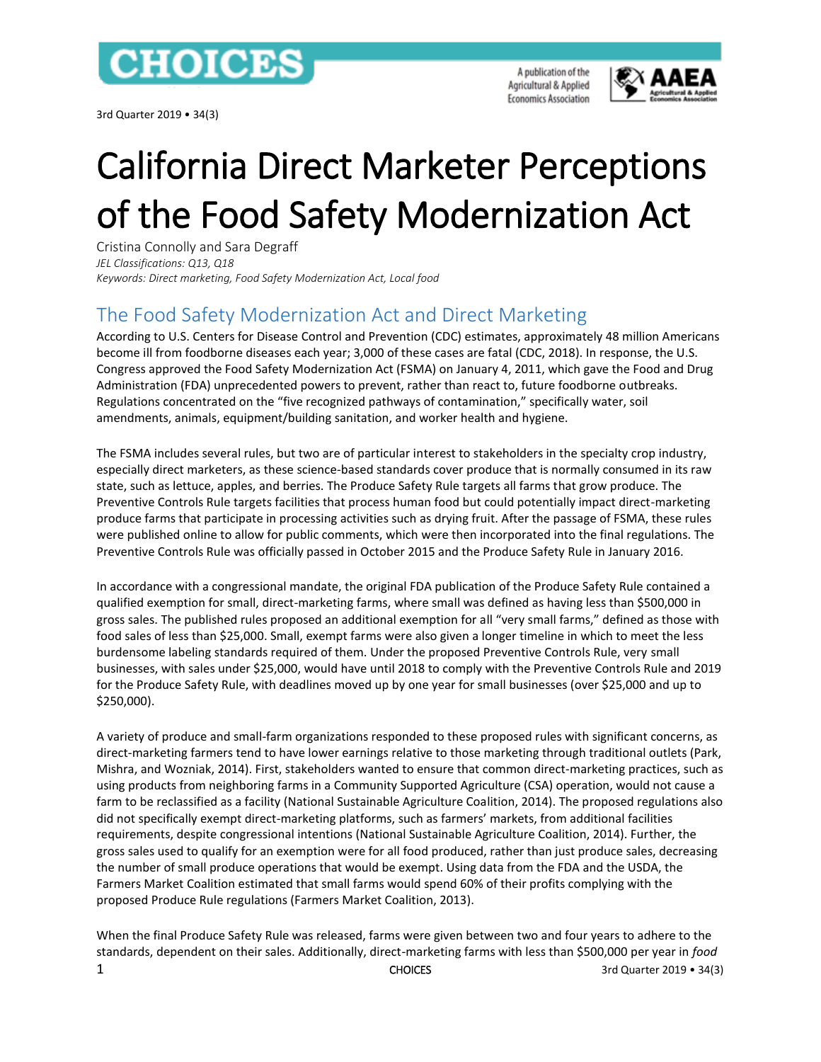# California Direct Marketer Perceptions of the Food Safety Modernization Act

Cristina Connolly and Sara Degraff

*JEL Classifications: Q13, Q18*

*Keywords: Direct marketing, Food Safety Modernization Act, Local food*

## The Food Safety Modernization Act and Direct Marketing

According to U.S. Centers for Disease Control and Prevention (CDC) estimates, approximately 48 million Americans become ill from foodborne diseases each year; 3,000 of these cases are fatal (CDC, 2018). In response, the U.S. Congress approved the Food Safety Modernization Act (FSMA) on January 4, 2011, which gave the Food and Drug Administration (FDA) unprecedented powers to prevent, rather than react to, future foodborne outbreaks. Regulations concentrated on the "five recognized pathways of contamination," specifically water, soil amendments, animals, equipment/building sanitation, and worker health and hygiene.

The FSMA includes several rules, but two are of particular interest to stakeholders in the specialty crop industry, especially direct marketers, as these science-based standards cover produce that is normally consumed in its raw state, such as lettuce, apples, and berries. The Produce Safety Rule targets all farms that grow produce. The Preventive Controls Rule targets facilities that process human food but could potentially impact direct-marketing produce farms that participate in processing activities such as drying fruit. After the passage of FSMA, these rules were published online to allow for public comments, which were then incorporated into the final regulations. The Preventive Controls Rule was officially passed in October 2015 and the Produce Safety Rule in January 2016.

In accordance with a congressional mandate, the original FDA publication of the Produce Safety Rule contained a qualified exemption for small, direct-marketing farms, where small was defined as having less than $500,000 in gross sales. The published rules proposed an additional exemption for all "very small farms," defined as those with food sales of less than $25,000. Small, exempt farms were also given a longer timeline in which to meet the less burdensome labeling standards required of them. Under the proposed Preventive Controls Rule, very small businesses, with sales under $25,000, would have until 2018 to comply with the Preventive Controls Rule and 2019 for the Produce Safety Rule, with deadlines moved up by one year for small businesses (over $25,000 and up to $250,000).

A variety of produce and small-farm organizations responded to these proposed rules with significant concerns, as direct-marketing farmers tend to have lower earnings relative to those marketing through traditional outlets (Park, Mishra, and Wozniak, 2014). First, stakeholders wanted to ensure that common direct-marketing practices, such as using products from neighboring farms in a Community Supported Agriculture (CSA) operation, would not cause a farm to be reclassified as a facility (National Sustainable Agriculture Coalition, 2014). The proposed regulations also did not specifically exempt direct-marketing platforms, such as farmers' markets, from additional facilities requirements, despite congressional intentions (National Sustainable Agriculture Coalition, 2014). Further, the gross sales used to qualify for an exemption were for all food produced, rather than just produce sales, decreasing the number of small produce operations that would be exempt. Using data from the FDA and the USDA, the Farmers Market Coalition estimated that small farms would spend 60% of their profits complying with the proposed Produce Rule regulations (Farmers Market Coalition, 2013).

When the final Produce Safety Rule was released, farms were given between two and four years to adhere to the standards, dependent on their sales. Additionally, direct-marketing farms with less than $500,000 per year in *food*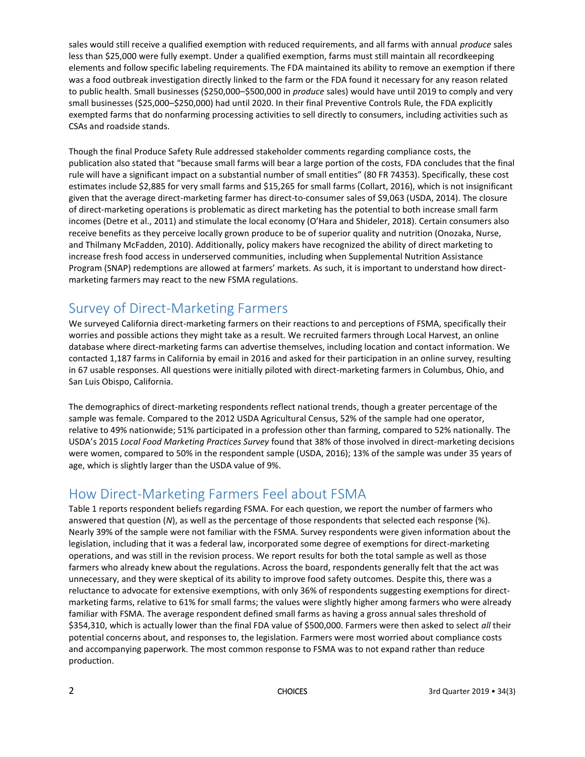sales would still receive a qualified exemption with reduced requirements, and all farms with annual *produce* sales less than $25,000 were fully exempt. Under a qualified exemption, farms must still maintain all recordkeeping elements and follow specific labeling requirements. The FDA maintained its ability to remove an exemption if there was a food outbreak investigation directly linked to the farm or the FDA found it necessary for any reason related to public health. Small businesses ($250,000–$500,000 in *produce* sales) would have until 2019 to comply and very small businesses ($25,000–$250,000) had until 2020. In their final Preventive Controls Rule, the FDA explicitly exempted farms that do nonfarming processing activities to sell directly to consumers, including activities such as CSAs and roadside stands.

Though the final Produce Safety Rule addressed stakeholder comments regarding compliance costs, the publication also stated that "because small farms will bear a large portion of the costs, FDA concludes that the final rule will have a significant impact on a substantial number of small entities" (80 FR 74353). Specifically, these cost estimates include $2,885 for very small farms and $15,265 for small farms (Collart, 2016), which is not insignificant given that the average direct-marketing farmer has direct-to-consumer sales of $9,063 (USDA, 2014). The closure of direct-marketing operations is problematic as direct marketing has the potential to both increase small farm incomes (Detre et al., 2011) and stimulate the local economy (O'Hara and Shideler, 2018). Certain consumers also receive benefits as they perceive locally grown produce to be of superior quality and nutrition (Onozaka, Nurse, and Thilmany McFadden, 2010). Additionally, policy makers have recognized the ability of direct marketing to increase fresh food access in underserved communities, including when Supplemental Nutrition Assistance Program (SNAP) redemptions are allowed at farmers' markets. As such, it is important to understand how direct-marketing farmers may react to the new FSMA regulations.

## Survey of Direct-Marketing Farmers

We surveyed California direct-marketing farmers on their reactions to and perceptions of FSMA, specifically their worries and possible actions they might take as a result. We recruited farmers through Local Harvest, an online database where direct-marketing farms can advertise themselves, including location and contact information. We contacted 1,187 farms in California by email in 2016 and asked for their participation in an online survey, resulting in 67 usable responses. All questions were initially piloted with direct-marketing farmers in Columbus, Ohio, and San Luis Obispo, California.

The demographics of direct-marketing respondents reflect national trends, though a greater percentage of the sample was female. Compared to the 2012 USDA Agricultural Census, 52% of the sample had one operator, relative to 49% nationwide; 51% participated in a profession other than farming, compared to 52% nationally. The USDA's 2015 *Local Food Marketing Practices Survey* found that 38% of those involved in direct-marketing decisions were women, compared to 50% in the respondent sample (USDA, 2016); 13% of the sample was under 35 years of age, which is slightly larger than the USDA value of 9%.

## How Direct-Marketing Farmers Feel about FSMA

Table 1 reports respondent beliefs regarding FSMA. For each question, we report the number of farmers who answered that question (*N*), as well as the percentage of those respondents that selected each response (%). Nearly 39% of the sample were not familiar with the FSMA. Survey respondents were given information about the legislation, including that it was a federal law, incorporated some degree of exemptions for direct-marketing operations, and was still in the revision process. We report results for both the total sample as well as those farmers who already knew about the regulations. Across the board, respondents generally felt that the act was unnecessary, and they were skeptical of its ability to improve food safety outcomes. Despite this, there was a reluctance to advocate for extensive exemptions, with only 36% of respondents suggesting exemptions for direct-marketing farms, relative to 61% for small farms; the values were slightly higher among farmers who were already familiar with FSMA. The average respondent defined small farms as having a gross annual sales threshold of $354,310, which is actually lower than the final FDA value of $500,000. Farmers were then asked to select *all* their potential concerns about, and responses to, the legislation. Farmers were most worried about compliance costs and accompanying paperwork. The most common response to FSMA was to not expand rather than reduce production.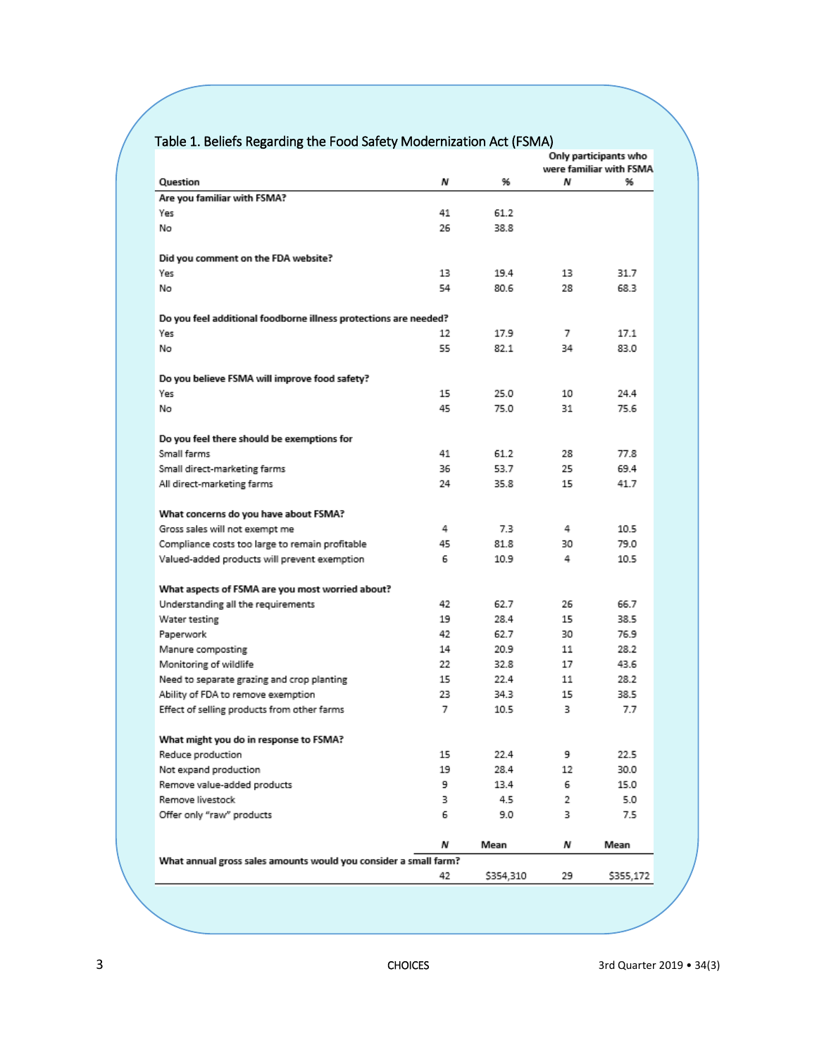Table 1. Beliefs Regarding the Food Safety Modernization Act (FSMA)

| Question | *N* | % | Only participants who were familiar with FSMA *N* | % |
|---|---|---|---|---|
| **Are you familiar with FSMA?** | | | | |
| Yes | 41 | 61.2 | | |
| No | 26 | 38.8 | | |
| **Did you comment on the FDA website?** | | | | |
| Yes | 13 | 19.4 | 13 | 31.7 |
| No | 54 | 80.6 | 28 | 68.3 |
| **Do you feel additional foodborne illness protections are needed?** | | | | |
| Yes | 12 | 17.9 | 7 | 17.1 |
| No | 55 | 82.1 | 34 | 83.0 |
| **Do you believe FSMA will improve food safety?** | | | | |
| Yes | 15 | 25.0 | 10 | 24.4 |
| No | 45 | 75.0 | 31 | 75.6 |
| **Do you feel there should be exemptions for** | | | | |
| Small farms | 41 | 61.2 | 28 | 77.8 |
| Small direct-marketing farms | 36 | 53.7 | 25 | 69.4 |
| All direct-marketing farms | 24 | 35.8 | 15 | 41.7 |
| **What concerns do you have about FSMA?** | | | | |
| Gross sales will not exempt me | 4 | 7.3 | 4 | 10.5 |
| Compliance costs too large to remain profitable | 45 | 81.8 | 30 | 79.0 |
| Valued-added products will prevent exemption | 6 | 10.9 | 4 | 10.5 |
| **What aspects of FSMA are you most worried about?** | | | | |
| Understanding all the requirements | 42 | 62.7 | 26 | 66.7 |
| Water testing | 19 | 28.4 | 15 | 38.5 |
| Paperwork | 42 | 62.7 | 30 | 76.9 |
| Manure composting | 14 | 20.9 | 11 | 28.2 |
| Monitoring of wildlife | 22 | 32.8 | 17 | 43.6 |
| Need to separate grazing and crop planting | 15 | 22.4 | 11 | 28.2 |
| Ability of FDA to remove exemption | 23 | 34.3 | 15 | 38.5 |
| Effect of selling products from other farms | 7 | 10.5 | 3 | 7.7 |
| **What might you do in response to FSMA?** | | | | |
| Reduce production | 15 | 22.4 | 9 | 22.5 |
| Not expand production | 19 | 28.4 | 12 | 30.0 |
| Remove value-added products | 9 | 13.4 | 6 | 15.0 |
| Remove livestock | 3 | 4.5 | 2 | 5.0 |
| Offer only "raw" products | 6 | 9.0 | 3 | 7.5 |
| | ***N*** | **Mean** | ***N*** | **Mean** |
| **What annual gross sales amounts would you consider a small farm?** | | | | |
| | 42 | $354,310 | 29 | $355,172 |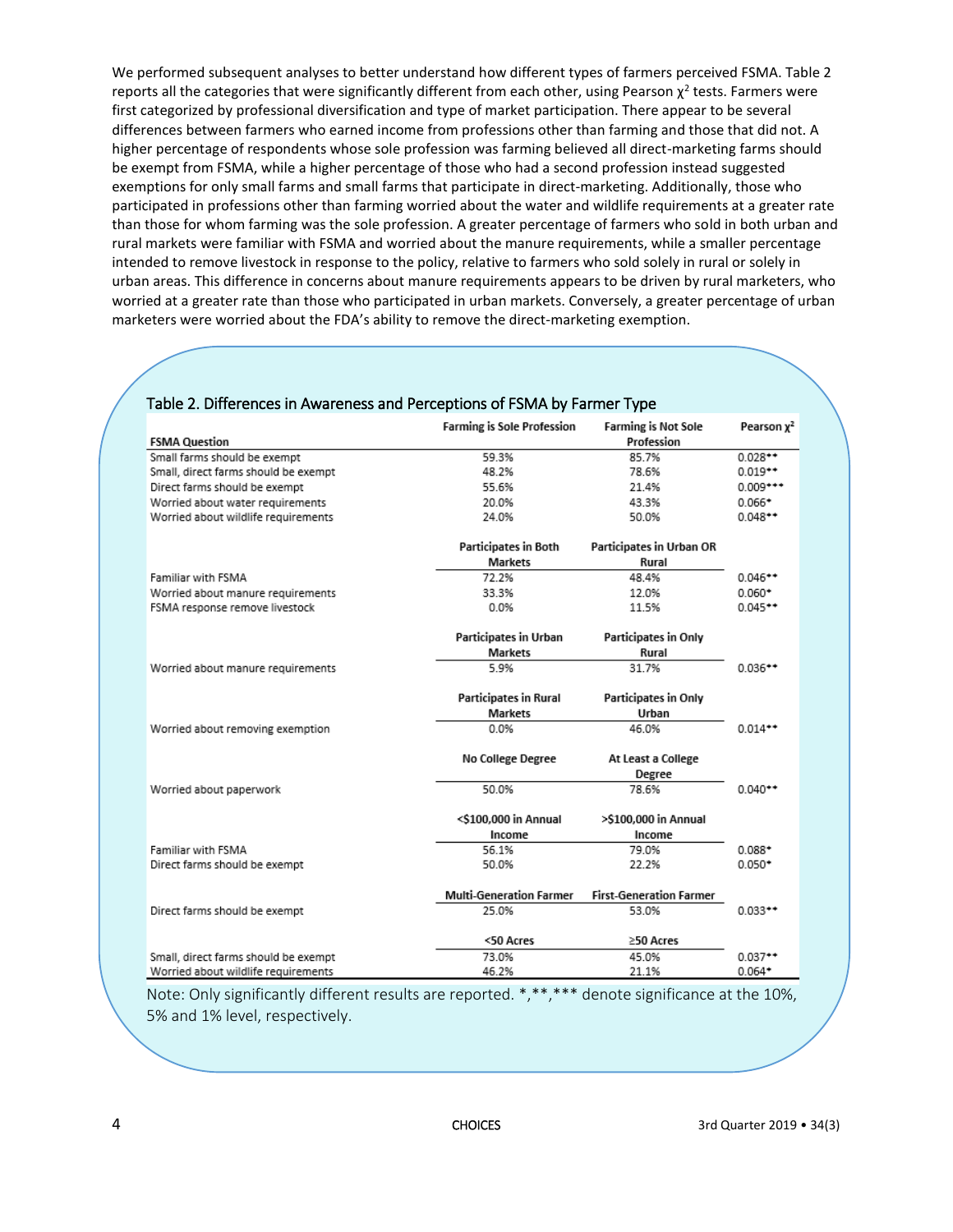We performed subsequent analyses to better understand how different types of farmers perceived FSMA. Table 2 reports all the categories that were significantly different from each other, using Pearson $\chi^2$ tests. Farmers were first categorized by professional diversification and type of market participation. There appear to be several differences between farmers who earned income from professions other than farming and those that did not. A higher percentage of respondents whose sole profession was farming believed all direct-marketing farms should be exempt from FSMA, while a higher percentage of those who had a second profession instead suggested exemptions for only small farms and small farms that participate in direct-marketing. Additionally, those who participated in professions other than farming worried about the water and wildlife requirements at a greater rate than those for whom farming was the sole profession. A greater percentage of farmers who sold in both urban and rural markets were familiar with FSMA and worried about the manure requirements, while a smaller percentage intended to remove livestock in response to the policy, relative to farmers who sold solely in rural or solely in urban areas. This difference in concerns about manure requirements appears to be driven by rural marketers, who worried at a greater rate than those who participated in urban markets. Conversely, a greater percentage of urban marketers were worried about the FDA's ability to remove the direct-marketing exemption.

Table 2. Differences in Awareness and Perceptions of FSMA by Farmer Type

| FSMA Question | Farming is Sole Profession | Farming is Not Sole Profession | Pearson $\chi^2$ |
|---|---|---|---|
| Small farms should be exempt | 59.3% | 85.7% | 0.028** |
| Small, direct farms should be exempt | 48.2% | 78.6% | 0.019** |
| Direct farms should be exempt | 55.6% | 21.4% | 0.009*** |
| Worried about water requirements | 20.0% | 43.3% | 0.066* |
| Worried about wildlife requirements | 24.0% | 50.0% | 0.048** |
| | **Participates in Both Markets** | **Participates in Urban OR Rural** | |
| Familiar with FSMA | 72.2% | 48.4% | 0.046** |
| Worried about manure requirements | 33.3% | 12.0% | 0.060* |
| FSMA response remove livestock | 0.0% | 11.5% | 0.045** |
| | **Participates in Urban Markets** | **Participates in Only Rural** | |
| Worried about manure requirements | 5.9% | 31.7% | 0.036** |
| | **Participates in Rural Markets** | **Participates in Only Urban** | |
| Worried about removing exemption | 0.0% | 46.0% | 0.014** |
| | **No College Degree** | **At Least a College Degree** | |
| Worried about paperwork | 50.0% | 78.6% | 0.040** |
| | **<$100,000 in Annual Income** | **>$100,000 in Annual Income** | |
| Familiar with FSMA | 56.1% | 79.0% | 0.088* |
| Direct farms should be exempt | 50.0% | 22.2% | 0.050* |
| | **Multi-Generation Farmer** | **First-Generation Farmer** | |
| Direct farms should be exempt | 25.0% | 53.0% | 0.033** |
| | **<50 Acres** | **≥50 Acres** | |
| Small, direct farms should be exempt | 73.0% | 45.0% | 0.037** |
| Worried about wildlife requirements | 46.2% | 21.1% | 0.064* |

Note: Only significantly different results are reported. *,**,*** denote significance at the 10%, 5% and 1% level, respectively.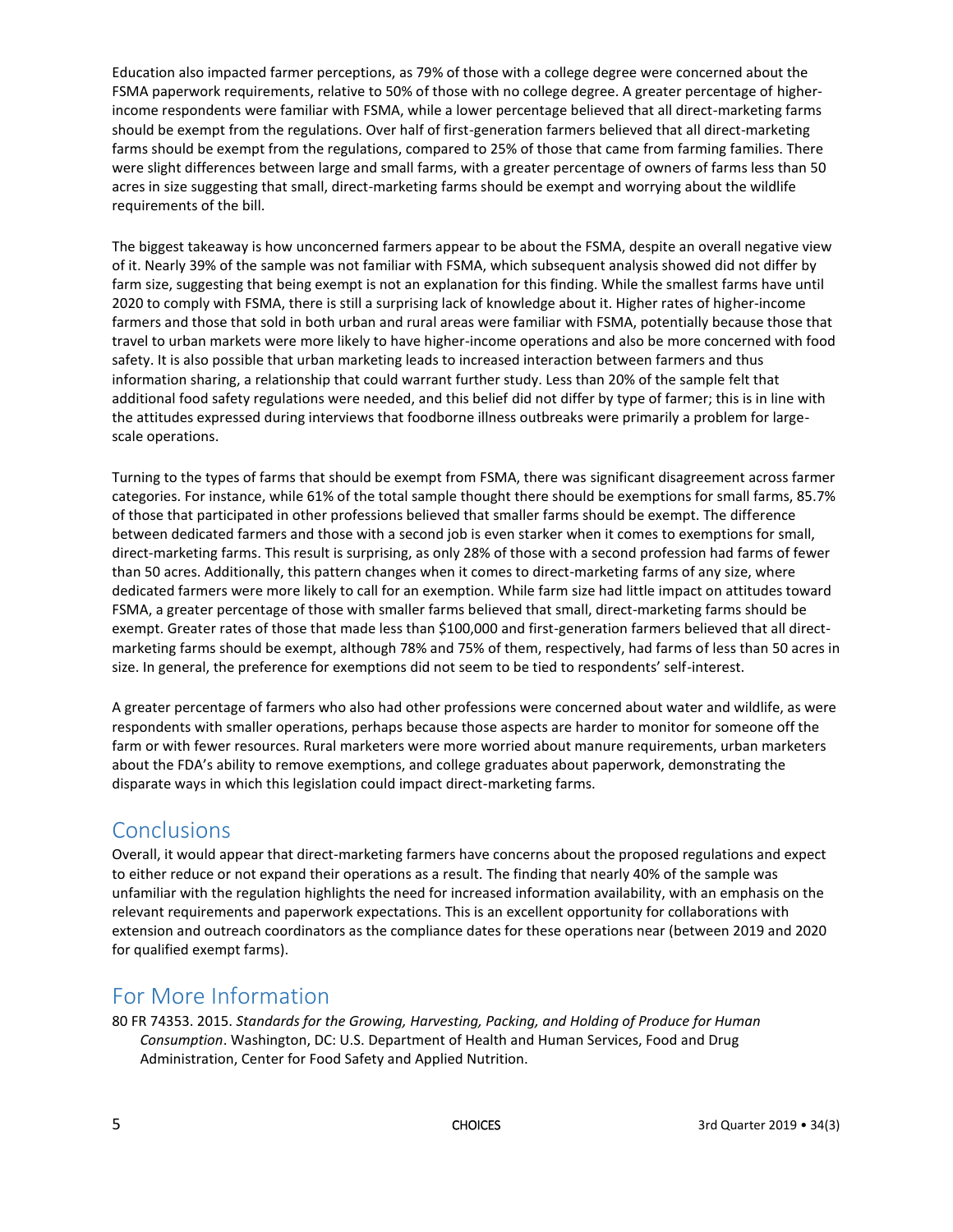Education also impacted farmer perceptions, as 79% of those with a college degree were concerned about the FSMA paperwork requirements, relative to 50% of those with no college degree. A greater percentage of higher-income respondents were familiar with FSMA, while a lower percentage believed that all direct-marketing farms should be exempt from the regulations. Over half of first-generation farmers believed that all direct-marketing farms should be exempt from the regulations, compared to 25% of those that came from farming families. There were slight differences between large and small farms, with a greater percentage of owners of farms less than 50 acres in size suggesting that small, direct-marketing farms should be exempt and worrying about the wildlife requirements of the bill.

The biggest takeaway is how unconcerned farmers appear to be about the FSMA, despite an overall negative view of it. Nearly 39% of the sample was not familiar with FSMA, which subsequent analysis showed did not differ by farm size, suggesting that being exempt is not an explanation for this finding. While the smallest farms have until 2020 to comply with FSMA, there is still a surprising lack of knowledge about it. Higher rates of higher-income farmers and those that sold in both urban and rural areas were familiar with FSMA, potentially because those that travel to urban markets were more likely to have higher-income operations and also be more concerned with food safety. It is also possible that urban marketing leads to increased interaction between farmers and thus information sharing, a relationship that could warrant further study. Less than 20% of the sample felt that additional food safety regulations were needed, and this belief did not differ by type of farmer; this is in line with the attitudes expressed during interviews that foodborne illness outbreaks were primarily a problem for large-scale operations.

Turning to the types of farms that should be exempt from FSMA, there was significant disagreement across farmer categories. For instance, while 61% of the total sample thought there should be exemptions for small farms, 85.7% of those that participated in other professions believed that smaller farms should be exempt. The difference between dedicated farmers and those with a second job is even starker when it comes to exemptions for small, direct-marketing farms. This result is surprising, as only 28% of those with a second profession had farms of fewer than 50 acres. Additionally, this pattern changes when it comes to direct-marketing farms of any size, where dedicated farmers were more likely to call for an exemption. While farm size had little impact on attitudes toward FSMA, a greater percentage of those with smaller farms believed that small, direct-marketing farms should be exempt. Greater rates of those that made less than $100,000 and first-generation farmers believed that all direct-marketing farms should be exempt, although 78% and 75% of them, respectively, had farms of less than 50 acres in size. In general, the preference for exemptions did not seem to be tied to respondents' self-interest.

A greater percentage of farmers who also had other professions were concerned about water and wildlife, as were respondents with smaller operations, perhaps because those aspects are harder to monitor for someone off the farm or with fewer resources. Rural marketers were more worried about manure requirements, urban marketers about the FDA's ability to remove exemptions, and college graduates about paperwork, demonstrating the disparate ways in which this legislation could impact direct-marketing farms.

## Conclusions

Overall, it would appear that direct-marketing farmers have concerns about the proposed regulations and expect to either reduce or not expand their operations as a result. The finding that nearly 40% of the sample was unfamiliar with the regulation highlights the need for increased information availability, with an emphasis on the relevant requirements and paperwork expectations. This is an excellent opportunity for collaborations with extension and outreach coordinators as the compliance dates for these operations near (between 2019 and 2020 for qualified exempt farms).

## For More Information

80 FR 74353. 2015. *Standards for the Growing, Harvesting, Packing, and Holding of Produce for Human Consumption*. Washington, DC: U.S. Department of Health and Human Services, Food and Drug Administration, Center for Food Safety and Applied Nutrition.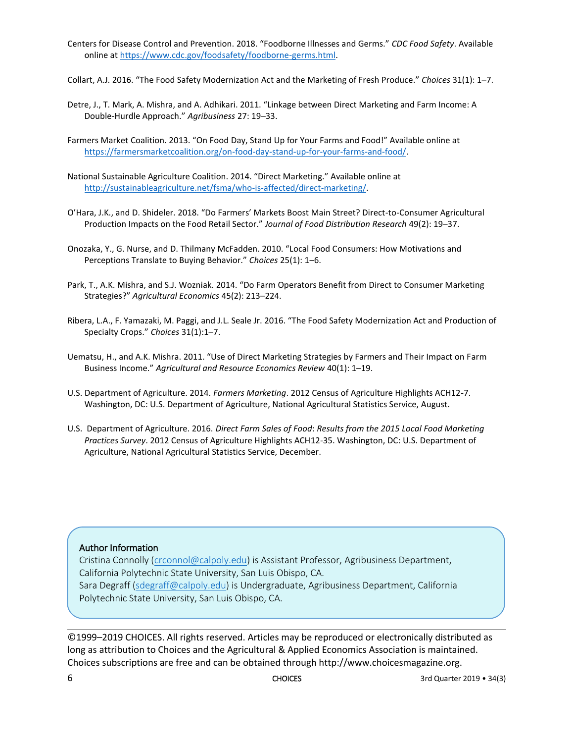Centers for Disease Control and Prevention. 2018. "Foodborne Illnesses and Germs." *CDC Food Safety*. Available online at https://www.cdc.gov/foodsafety/foodborne-germs.html.

Collart, A.J. 2016. "The Food Safety Modernization Act and the Marketing of Fresh Produce." *Choices* 31(1): 1–7.

Detre, J., T. Mark, A. Mishra, and A. Adhikari. 2011. "Linkage between Direct Marketing and Farm Income: A Double-Hurdle Approach." *Agribusiness* 27: 19–33.

Farmers Market Coalition. 2013. "On Food Day, Stand Up for Your Farms and Food!" Available online at https://farmersmarketcoalition.org/on-food-day-stand-up-for-your-farms-and-food/.

National Sustainable Agriculture Coalition. 2014. "Direct Marketing." Available online at http://sustainableagriculture.net/fsma/who-is-affected/direct-marketing/.

O'Hara, J.K., and D. Shideler. 2018. "Do Farmers' Markets Boost Main Street? Direct-to-Consumer Agricultural Production Impacts on the Food Retail Sector." *Journal of Food Distribution Research* 49(2): 19–37.

Onozaka, Y., G. Nurse, and D. Thilmany McFadden. 2010. "Local Food Consumers: How Motivations and Perceptions Translate to Buying Behavior." *Choices* 25(1): 1–6.

Park, T., A.K. Mishra, and S.J. Wozniak. 2014. "Do Farm Operators Benefit from Direct to Consumer Marketing Strategies?" *Agricultural Economics* 45(2): 213–224.

Ribera, L.A., F. Yamazaki, M. Paggi, and J.L. Seale Jr. 2016. "The Food Safety Modernization Act and Production of Specialty Crops." *Choices* 31(1):1–7.

Uematsu, H., and A.K. Mishra. 2011. "Use of Direct Marketing Strategies by Farmers and Their Impact on Farm Business Income." *Agricultural and Resource Economics Review* 40(1): 1–19.

U.S. Department of Agriculture. 2014. *Farmers Marketing*. 2012 Census of Agriculture Highlights ACH12-7. Washington, DC: U.S. Department of Agriculture, National Agricultural Statistics Service, August.

U.S. Department of Agriculture. 2016. *Direct Farm Sales of Food*: *Results from the 2015 Local Food Marketing Practices Survey*. 2012 Census of Agriculture Highlights ACH12-35. Washington, DC: U.S. Department of Agriculture, National Agricultural Statistics Service, December.

**Author Information**

Cristina Connolly (crconnol@calpoly.edu) is Assistant Professor, Agribusiness Department, California Polytechnic State University, San Luis Obispo, CA.

Sara Degraff (sdegraff@calpoly.edu) is Undergraduate, Agribusiness Department, California Polytechnic State University, San Luis Obispo, CA.

©1999–2019 CHOICES. All rights reserved. Articles may be reproduced or electronically distributed as long as attribution to Choices and the Agricultural & Applied Economics Association is maintained. Choices subscriptions are free and can be obtained through http://www.choicesmagazine.org.